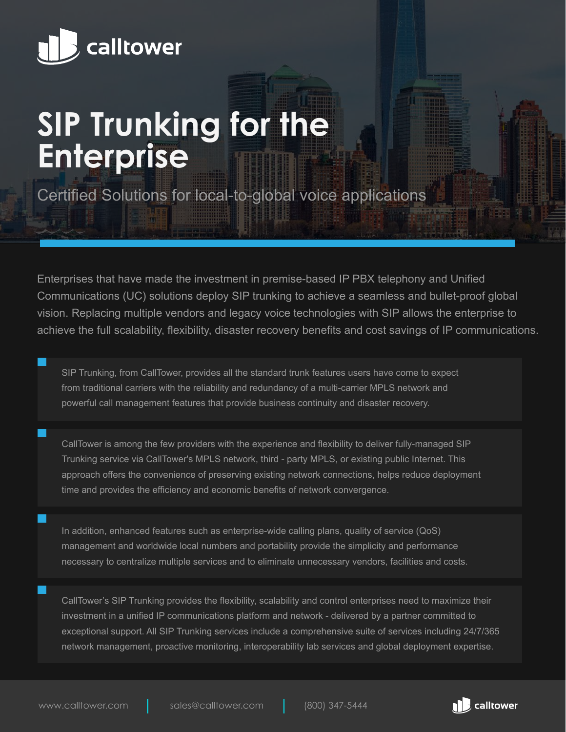calltower

# SIP Trunking for the Enterprise

Certified Solutions for local-to-global voice applications

Enterprises that have made the investment in premise-based IP PBX telephony and Unified Communications (UC) solutions deploy SIP trunking to achieve a seamless and bullet-proof global vision. Replacing multiple vendors and legacy voice technologies with SIP allows the enterprise to achieve the full scalability, flexibility, disaster recovery benefits and cost savings of IP communications.

- SIP Trunking, from CallTower, provides all the standard trunk features users have come to expect from traditional carriers with the reliability and redundancy of a multi-carrier MPLS network and powerful call management features that provide business continuity and disaster recovery.

- CallTower is among the few providers with the experience and flexibility to deliver fully-managed SIP Trunking service via CallTower's MPLS network, third - party MPLS, or existing public Internet. This approach offers the convenience of preserving existing network connections, helps reduce deployment time and provides the efficiency and economic benefits of network convergence.

- In addition, enhanced features such as enterprise-wide calling plans, quality of service (QoS) management and worldwide local numbers and portability provide the simplicity and performance necessary to centralize multiple services and to eliminate unnecessary vendors, facilities and costs.

- CallTower's SIP Trunking provides the flexibility, scalability and control enterprises need to maximize their investment in a unified IP communications platform and network - delivered by a partner committed to exceptional support. All SIP Trunking services include a comprehensive suite of services including 24/7/365 network management, proactive monitoring, interoperability lab services and global deployment expertise.

www.calltower.com | sales@calltower.com | (800) 347-5444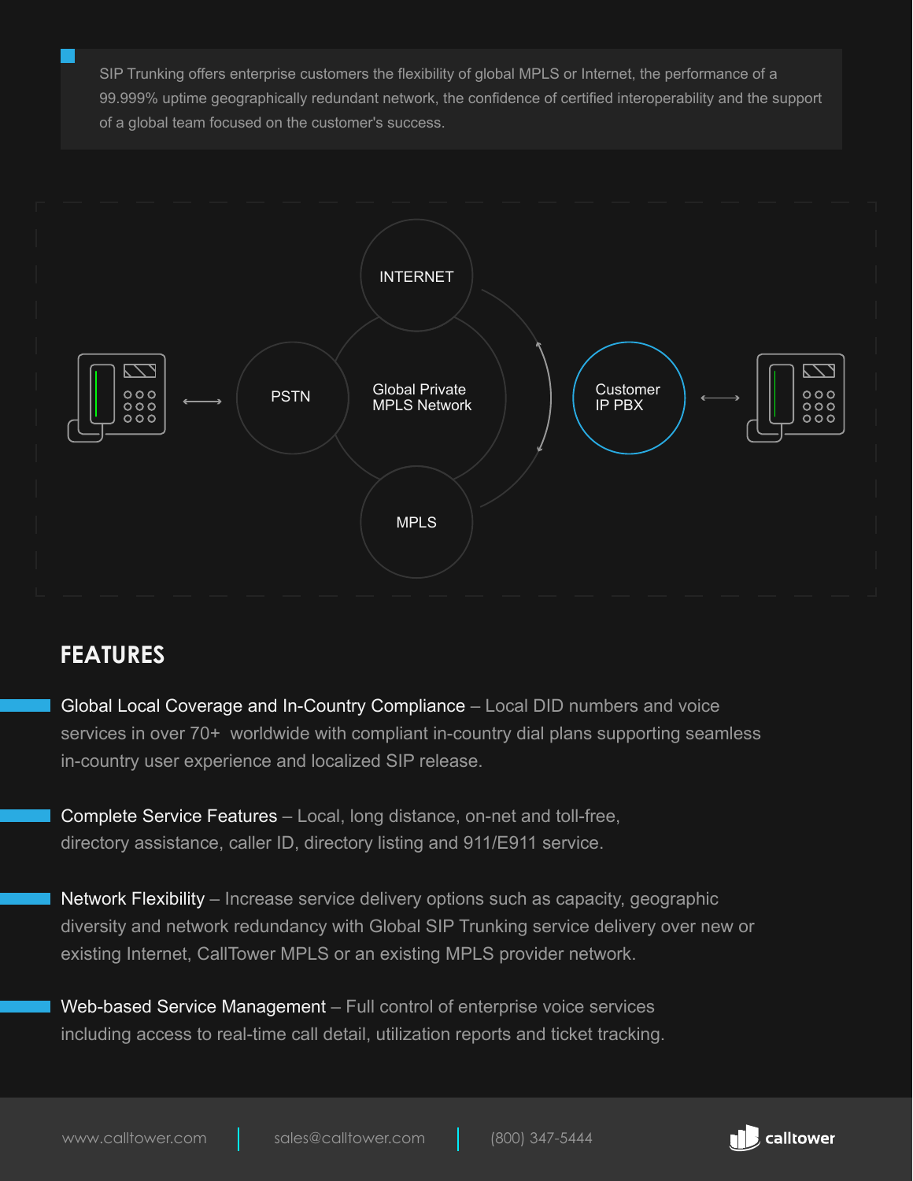SIP Trunking offers enterprise customers the flexibility of global MPLS or Internet, the performance of a 99.999% uptime geographically redundant network, the confidence of certified interoperability and the support of a global team focused on the customer's success.

INTERNET

PSTN

Global Private MPLS Network

MPLS

Customer IP PBX

## FEATURES

**Global Local Coverage and In-Country Compliance** – Local DID numbers and voice services in over 70+ worldwide with compliant in-country dial plans supporting seamless in-country user experience and localized SIP release.

**Complete Service Features** – Local, long distance, on-net and toll-free, directory assistance, caller ID, directory listing and 911/E911 service.

**Network Flexibility** – Increase service delivery options such as capacity, geographic diversity and network redundancy with Global SIP Trunking service delivery over new or existing Internet, CallTower MPLS or an existing MPLS provider network.

**Web-based Service Management** – Full control of enterprise voice services including access to real-time call detail, utilization reports and ticket tracking.

www.calltower.com | sales@calltower.com | (800) 347-5444

calltower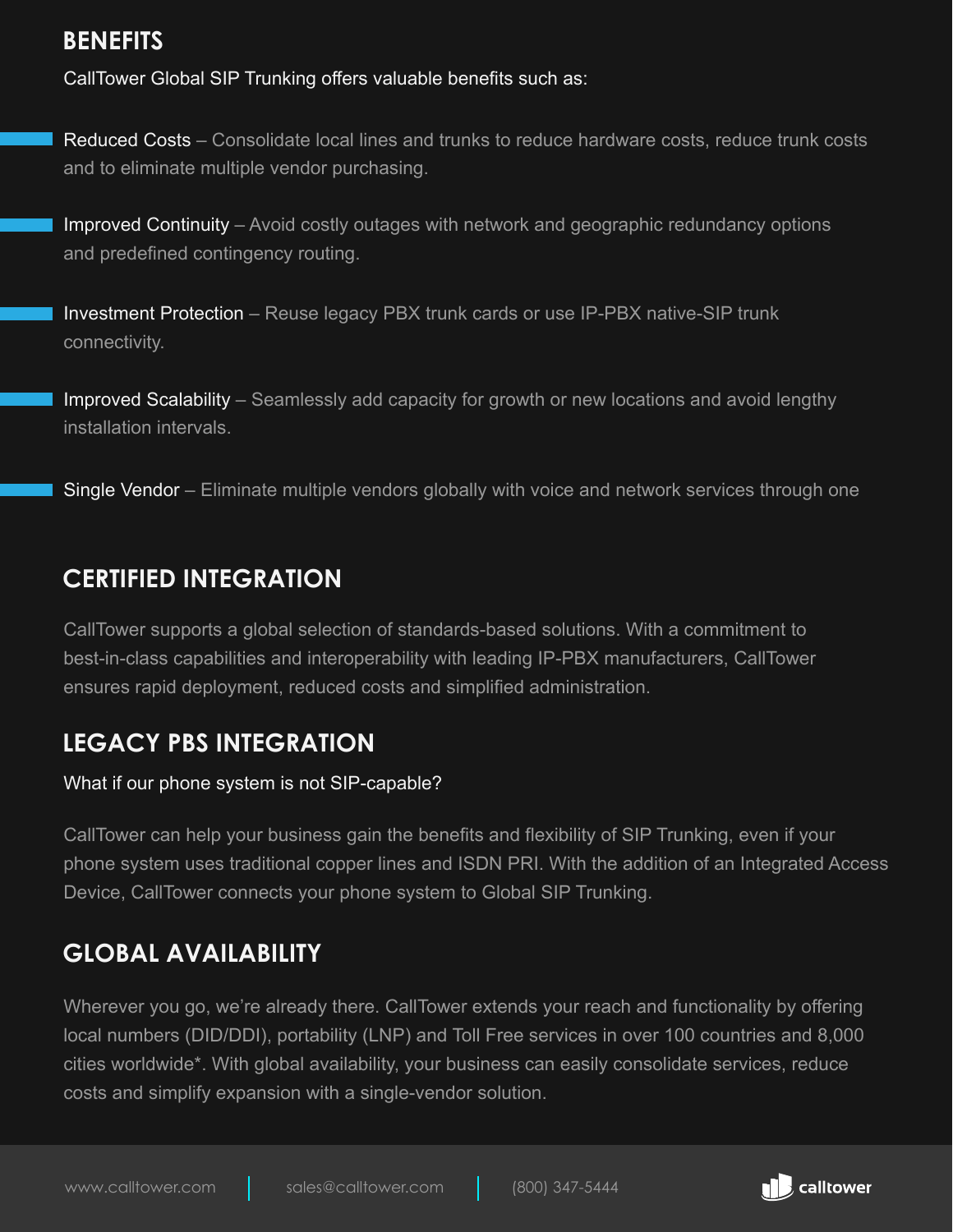## BENEFITS

CallTower Global SIP Trunking offers valuable benefits such as:

- Reduced Costs – Consolidate local lines and trunks to reduce hardware costs, reduce trunk costs and to eliminate multiple vendor purchasing.
- Improved Continuity – Avoid costly outages with network and geographic redundancy options and predefined contingency routing.
- Investment Protection – Reuse legacy PBX trunk cards or use IP-PBX native-SIP trunk connectivity.
- Improved Scalability – Seamlessly add capacity for growth or new locations and avoid lengthy installation intervals.
- Single Vendor – Eliminate multiple vendors globally with voice and network services through one

## CERTIFIED INTEGRATION

CallTower supports a global selection of standards-based solutions. With a commitment to best-in-class capabilities and interoperability with leading IP-PBX manufacturers, CallTower ensures rapid deployment, reduced costs and simplified administration.

## LEGACY PBS INTEGRATION

What if our phone system is not SIP-capable?

CallTower can help your business gain the benefits and flexibility of SIP Trunking, even if your phone system uses traditional copper lines and ISDN PRI. With the addition of an Integrated Access Device, CallTower connects your phone system to Global SIP Trunking.

## GLOBAL AVAILABILITY

Wherever you go, we're already there. CallTower extends your reach and functionality by offering local numbers (DID/DDI), portability (LNP) and Toll Free services in over 100 countries and 8,000 cities worldwide*. With global availability, your business can easily consolidate services, reduce costs and simplify expansion with a single-vendor solution.

www.calltower.com | sales@calltower.com | (800) 347-5444

calltower